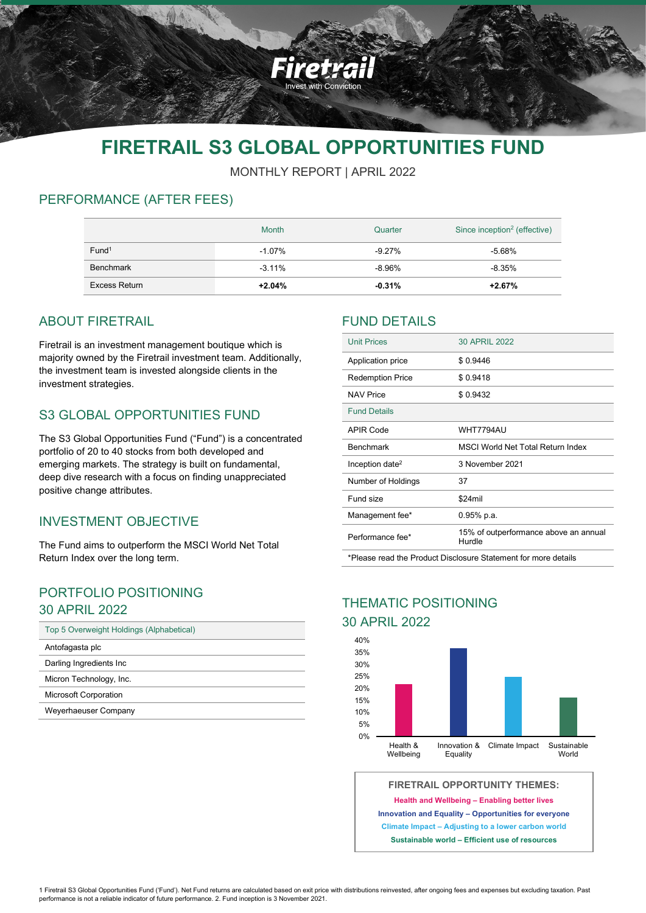Firetrail

Invest with Conviction

# FIRETRAIL S3 GLOBAL OPPORTUNITIES FUND

MONTHLY REPORT | APRIL 2022

## PERFORMANCE (AFTER FEES)

| | Month | Quarter | Since inception[2] (effective) |
|---|---|---|---|
| Fund[1] | -1.07% | -9.27% | -5.68% |
| Benchmark | -3.11% | -8.96% | -8.35% |
| Excess Return | **+2.04%** | **-0.31%** | **+2.67%** |

## ABOUT FIRETRAIL

Firetrail is an investment management boutique which is majority owned by the Firetrail investment team. Additionally, the investment team is invested alongside clients in the investment strategies.

## S3 GLOBAL OPPORTUNITIES FUND

The S3 Global Opportunities Fund ("Fund") is a concentrated portfolio of 20 to 40 stocks from both developed and emerging markets. The strategy is built on fundamental, deep dive research with a focus on finding unappreciated positive change attributes.

## INVESTMENT OBJECTIVE

The Fund aims to outperform the MSCI World Net Total Return Index over the long term.

## PORTFOLIO POSITIONING 30 APRIL 2022

| Top 5 Overweight Holdings (Alphabetical) |
|---|
| Antofagasta plc |
| Darling Ingredients Inc |
| Micron Technology, Inc. |
| Microsoft Corporation |
| Weyerhaeuser Company |

## FUND DETAILS

| Unit Prices | 30 APRIL 2022 |
|---|---|
| Application price | $ 0.9446 |
| Redemption Price | $ 0.9418 |
| NAV Price | $ 0.9432 |
| **Fund Details** | |
| APIR Code | WHT7794AU |
| Benchmark | MSCI World Net Total Return Index |
| Inception date[2] | 3 November 2021 |
| Number of Holdings | 37 |
| Fund size | $24mil |
| Management fee* | 0.95% p.a. |
| Performance fee* | 15% of outperformance above an annual Hurdle |

*Please read the Product Disclosure Statement for more details

## THEMATIC POSITIONING 30 APRIL 2022

| Theme | Approx. weighting |
|---|---|
| Health & Wellbeing | ~22% |
| Innovation & Equality | ~36% |
| Climate Impact | ~25% |
| Sustainable World | ~16% |

**FIRETRAIL OPPORTUNITY THEMES:**

**Health and Wellbeing – Enabling better lives**

**Innovation and Equality – Opportunities for everyone**

**Climate Impact – Adjusting to a lower carbon world**

**Sustainable world – Efficient use of resources**

1 Firetrail S3 Global Opportunities Fund ('Fund'). Net Fund returns are calculated based on exit price with distributions reinvested, after ongoing fees and expenses but excluding taxation. Past performance is not a reliable indicator of future performance. 2. Fund inception is 3 November 2021.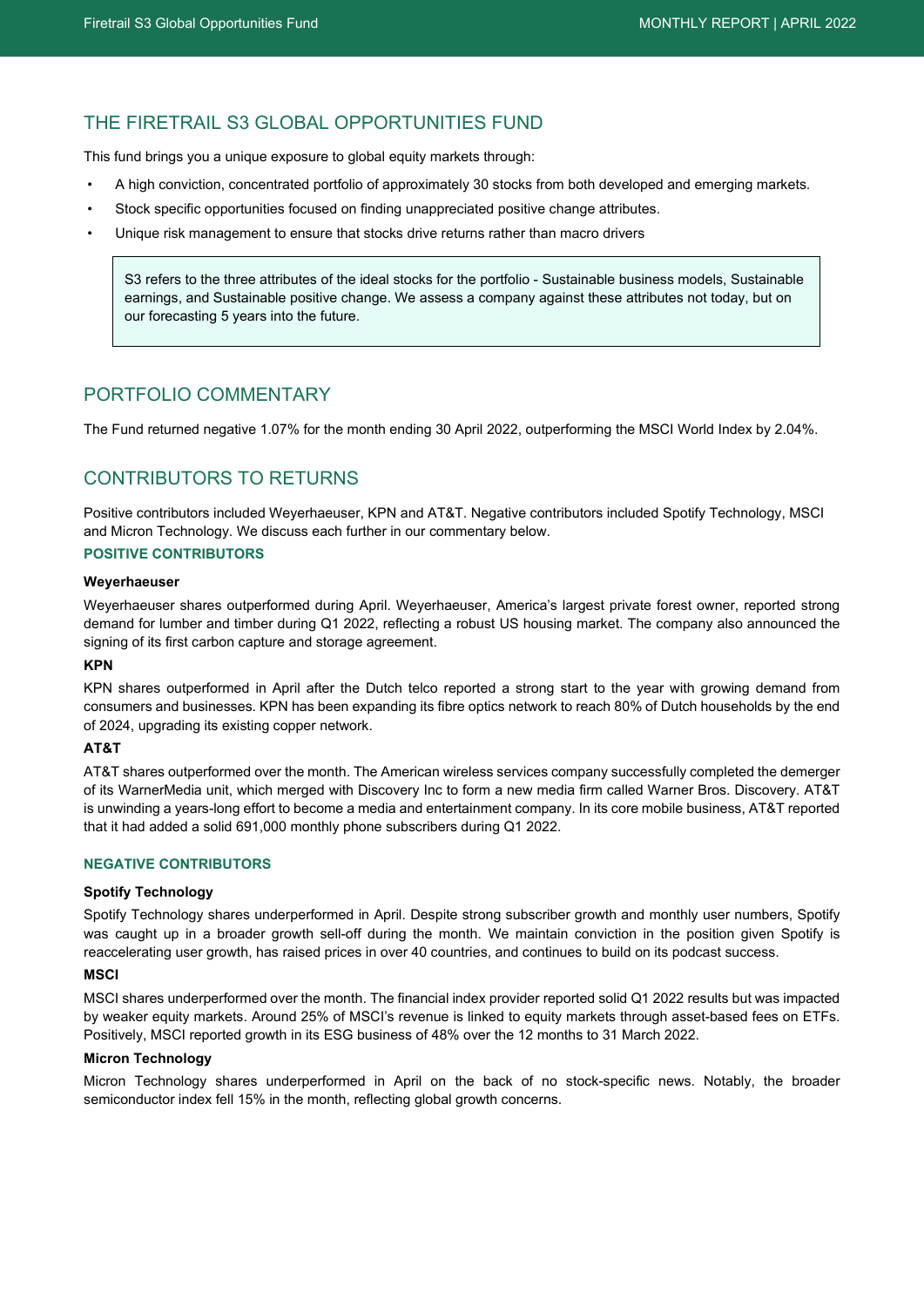## THE FIRETRAIL S3 GLOBAL OPPORTUNITIES FUND

This fund brings you a unique exposure to global equity markets through:

- A high conviction, concentrated portfolio of approximately 30 stocks from both developed and emerging markets.
- Stock specific opportunities focused on finding unappreciated positive change attributes.
- Unique risk management to ensure that stocks drive returns rather than macro drivers

> S3 refers to the three attributes of the ideal stocks for the portfolio - Sustainable business models, Sustainable earnings, and Sustainable positive change. We assess a company against these attributes not today, but on our forecasting 5 years into the future.

## PORTFOLIO COMMENTARY

The Fund returned negative 1.07% for the month ending 30 April 2022, outperforming the MSCI World Index by 2.04%.

## CONTRIBUTORS TO RETURNS

Positive contributors included Weyerhaeuser, KPN and AT&T. Negative contributors included Spotify Technology, MSCI and Micron Technology. We discuss each further in our commentary below.

### POSITIVE CONTRIBUTORS

**Weyerhaeuser**

Weyerhaeuser shares outperformed during April. Weyerhaeuser, America's largest private forest owner, reported strong demand for lumber and timber during Q1 2022, reflecting a robust US housing market. The company also announced the signing of its first carbon capture and storage agreement.

**KPN**

KPN shares outperformed in April after the Dutch telco reported a strong start to the year with growing demand from consumers and businesses. KPN has been expanding its fibre optics network to reach 80% of Dutch households by the end of 2024, upgrading its existing copper network.

**AT&T**

AT&T shares outperformed over the month. The American wireless services company successfully completed the demerger of its WarnerMedia unit, which merged with Discovery Inc to form a new media firm called Warner Bros. Discovery. AT&T is unwinding a years-long effort to become a media and entertainment company. In its core mobile business, AT&T reported that it had added a solid 691,000 monthly phone subscribers during Q1 2022.

### NEGATIVE CONTRIBUTORS

**Spotify Technology**

Spotify Technology shares underperformed in April. Despite strong subscriber growth and monthly user numbers, Spotify was caught up in a broader growth sell-off during the month. We maintain conviction in the position given Spotify is reaccelerating user growth, has raised prices in over 40 countries, and continues to build on its podcast success.

**MSCI**

MSCI shares underperformed over the month. The financial index provider reported solid Q1 2022 results but was impacted by weaker equity markets. Around 25% of MSCI's revenue is linked to equity markets through asset-based fees on ETFs. Positively, MSCI reported growth in its ESG business of 48% over the 12 months to 31 March 2022.

**Micron Technology**

Micron Technology shares underperformed in April on the back of no stock-specific news. Notably, the broader semiconductor index fell 15% in the month, reflecting global growth concerns.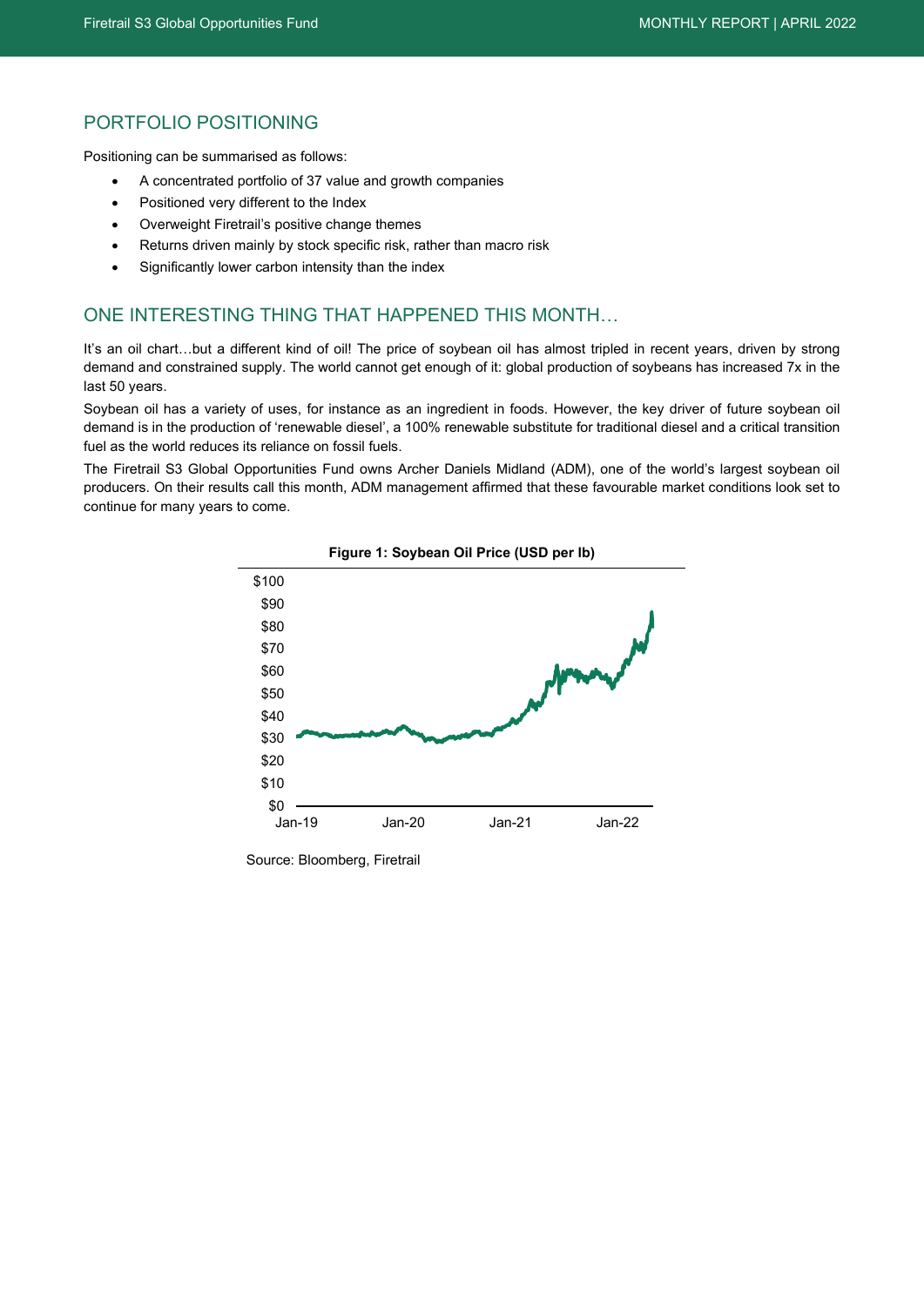## PORTFOLIO POSITIONING

Positioning can be summarised as follows:

- A concentrated portfolio of 37 value and growth companies
- Positioned very different to the Index
- Overweight Firetrail's positive change themes
- Returns driven mainly by stock specific risk, rather than macro risk
- Significantly lower carbon intensity than the index

## ONE INTERESTING THING THAT HAPPENED THIS MONTH…

It's an oil chart…but a different kind of oil! The price of soybean oil has almost tripled in recent years, driven by strong demand and constrained supply. The world cannot get enough of it: global production of soybeans has increased 7x in the last 50 years.

Soybean oil has a variety of uses, for instance as an ingredient in foods. However, the key driver of future soybean oil demand is in the production of 'renewable diesel', a 100% renewable substitute for traditional diesel and a critical transition fuel as the world reduces its reliance on fossil fuels.

The Firetrail S3 Global Opportunities Fund owns Archer Daniels Midland (ADM), one of the world's largest soybean oil producers. On their results call this month, ADM management affirmed that these favourable market conditions look set to continue for many years to come.

**Figure 1: Soybean Oil Price (USD per lb)**

Source: Bloomberg, Firetrail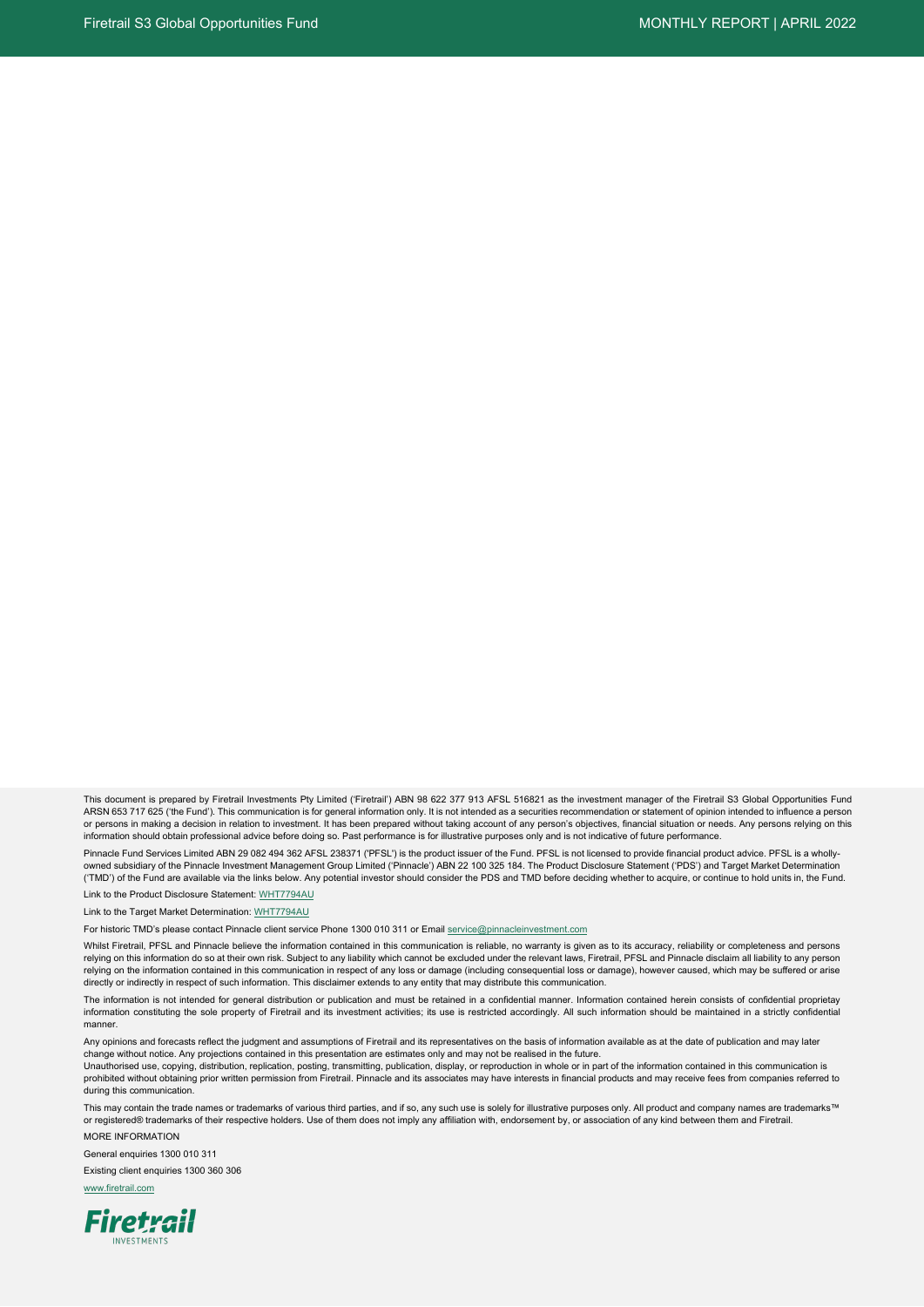This document is prepared by Firetrail Investments Pty Limited ('Firetrail') ABN 98 622 377 913 AFSL 516821 as the investment manager of the Firetrail S3 Global Opportunities Fund ARSN 653 717 625 ('the Fund'). This communication is for general information only. It is not intended as a securities recommendation or statement of opinion intended to influence a person or persons in making a decision in relation to investment. It has been prepared without taking account of any person's objectives, financial situation or needs. Any persons relying on this information should obtain professional advice before doing so. Past performance is for illustrative purposes only and is not indicative of future performance.

Pinnacle Fund Services Limited ABN 29 082 494 362 AFSL 238371 ('PFSL') is the product issuer of the Fund. PFSL is not licensed to provide financial product advice. PFSL is a wholly-owned subsidiary of the Pinnacle Investment Management Group Limited ('Pinnacle') ABN 22 100 325 184. The Product Disclosure Statement ('PDS') and Target Market Determination ('TMD') of the Fund are available via the links below. Any potential investor should consider the PDS and TMD before deciding whether to acquire, or continue to hold units in, the Fund.

Link to the Product Disclosure Statement: WHT7794AU

Link to the Target Market Determination: WHT7794AU

For historic TMD's please contact Pinnacle client service Phone 1300 010 311 or Email service@pinnacleinvestment.com

Whilst Firetrail, PFSL and Pinnacle believe the information contained in this communication is reliable, no warranty is given as to its accuracy, reliability or completeness and persons relying on this information do so at their own risk. Subject to any liability which cannot be excluded under the relevant laws, Firetrail, PFSL and Pinnacle disclaim all liability to any person relying on the information contained in this communication in respect of any loss or damage (including consequential loss or damage), however caused, which may be suffered or arise directly or indirectly in respect of such information. This disclaimer extends to any entity that may distribute this communication.

The information is not intended for general distribution or publication and must be retained in a confidential manner. Information contained herein consists of confidential proprietay information constituting the sole property of Firetrail and its investment activities; its use is restricted accordingly. All such information should be maintained in a strictly confidential manner.

Any opinions and forecasts reflect the judgment and assumptions of Firetrail and its representatives on the basis of information available as at the date of publication and may later change without notice. Any projections contained in this presentation are estimates only and may not be realised in the future.
Unauthorised use, copying, distribution, replication, posting, transmitting, publication, display, or reproduction in whole or in part of the information contained in this communication is prohibited without obtaining prior written permission from Firetrail. Pinnacle and its associates may have interests in financial products and may receive fees from companies referred to during this communication.

This may contain the trade names or trademarks of various third parties, and if so, any such use is solely for illustrative purposes only. All product and company names are trademarks™ or registered® trademarks of their respective holders. Use of them does not imply any affiliation with, endorsement by, or association of any kind between them and Firetrail.

MORE INFORMATION

General enquiries 1300 010 311

Existing client enquiries 1300 360 306

www.firetrail.com

Firetrail INVESTMENTS